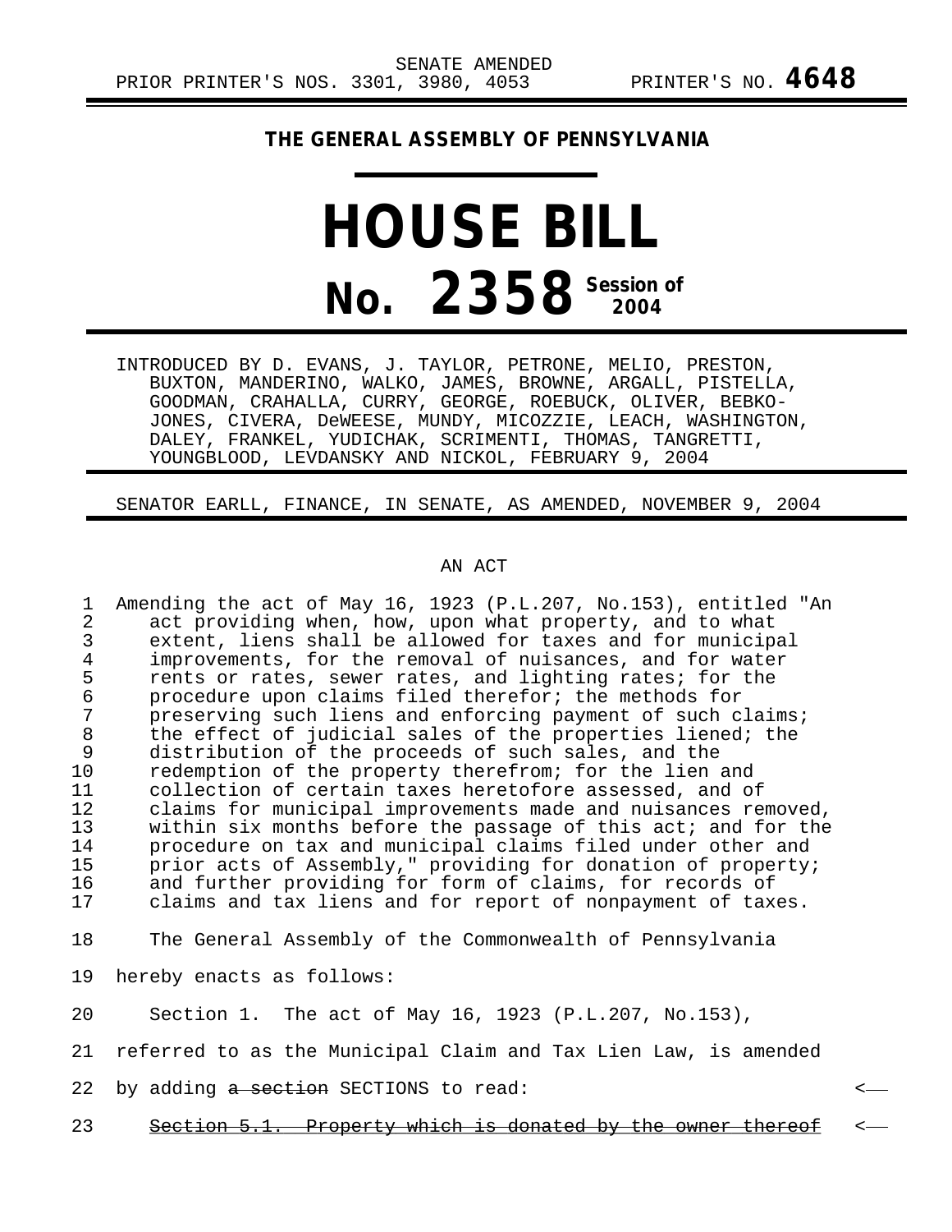SENATE AMENDED
PRIOR PRINTER'S NOS. 3301, 3980, 4053 PRINTER'S NO. **4648**

**THE GENERAL ASSEMBLY OF PENNSYLVANIA**

# HOUSE BILL

# No. 2358 Session of 2004

INTRODUCED BY D. EVANS, J. TAYLOR, PETRONE, MELIO, PRESTON, BUXTON, MANDERINO, WALKO, JAMES, BROWNE, ARGALL, PISTELLA, GOODMAN, CRAHALLA, CURRY, GEORGE, ROEBUCK, OLIVER, BEBKO-JONES, CIVERA, DeWEESE, MUNDY, MICOZZIE, LEACH, WASHINGTON, DALEY, FRANKEL, YUDICHAK, SCRIMENTI, THOMAS, TANGRETTI, YOUNGBLOOD, LEVDANSKY AND NICKOL, FEBRUARY 9, 2004

SENATOR EARLL, FINANCE, IN SENATE, AS AMENDED, NOVEMBER 9, 2004

AN ACT

Amending the act of May 16, 1923 (P.L.207, No.153), entitled "An act providing when, how, upon what property, and to what extent, liens shall be allowed for taxes and for municipal improvements, for the removal of nuisances, and for water rents or rates, sewer rates, and lighting rates; for the procedure upon claims filed therefor; the methods for preserving such liens and enforcing payment of such claims; the effect of judicial sales of the properties liened; the distribution of the proceeds of such sales, and the redemption of the property therefrom; for the lien and collection of certain taxes heretofore assessed, and of claims for municipal improvements made and nuisances removed, within six months before the passage of this act; and for the procedure on tax and municipal claims filed under other and prior acts of Assembly," providing for donation of property; and further providing for form of claims, for records of claims and tax liens and for report of nonpayment of taxes.

The General Assembly of the Commonwealth of Pennsylvania hereby enacts as follows:

Section 1. The act of May 16, 1923 (P.L.207, No.153), referred to as the Municipal Claim and Tax Lien Law, is amended by adding ~~a section~~ SECTIONS to read:

~~Section 5.1. Property which is donated by the owner thereof~~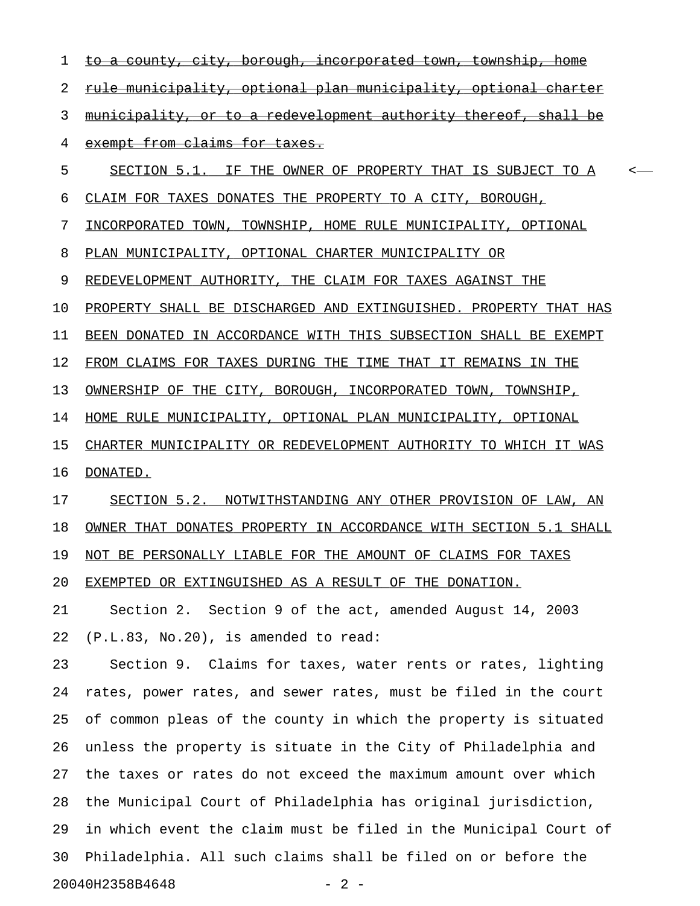~~to a county, city, borough, incorporated town, township, home rule municipality, optional plan municipality, optional charter municipality, or to a redevelopment authority thereof, shall be exempt from claims for taxes.~~

<u>SECTION 5.1. IF THE OWNER OF PROPERTY THAT IS SUBJECT TO A CLAIM FOR TAXES DONATES THE PROPERTY TO A CITY, BOROUGH, INCORPORATED TOWN, TOWNSHIP, HOME RULE MUNICIPALITY, OPTIONAL PLAN MUNICIPALITY, OPTIONAL CHARTER MUNICIPALITY OR REDEVELOPMENT AUTHORITY, THE CLAIM FOR TAXES AGAINST THE PROPERTY SHALL BE DISCHARGED AND EXTINGUISHED. PROPERTY THAT HAS BEEN DONATED IN ACCORDANCE WITH THIS SUBSECTION SHALL BE EXEMPT FROM CLAIMS FOR TAXES DURING THE TIME THAT IT REMAINS IN THE OWNERSHIP OF THE CITY, BOROUGH, INCORPORATED TOWN, TOWNSHIP, HOME RULE MUNICIPALITY, OPTIONAL PLAN MUNICIPALITY, OPTIONAL CHARTER MUNICIPALITY OR REDEVELOPMENT AUTHORITY TO WHICH IT WAS DONATED.</u>

<u>SECTION 5.2. NOTWITHSTANDING ANY OTHER PROVISION OF LAW, AN OWNER THAT DONATES PROPERTY IN ACCORDANCE WITH SECTION 5.1 SHALL NOT BE PERSONALLY LIABLE FOR THE AMOUNT OF CLAIMS FOR TAXES EXEMPTED OR EXTINGUISHED AS A RESULT OF THE DONATION.</u>

Section 2. Section 9 of the act, amended August 14, 2003 (P.L.83, No.20), is amended to read:

Section 9. Claims for taxes, water rents or rates, lighting rates, power rates, and sewer rates, must be filed in the court of common pleas of the county in which the property is situated unless the property is situate in the City of Philadelphia and the taxes or rates do not exceed the maximum amount over which the Municipal Court of Philadelphia has original jurisdiction, in which event the claim must be filed in the Municipal Court of Philadelphia. All such claims shall be filed on or before the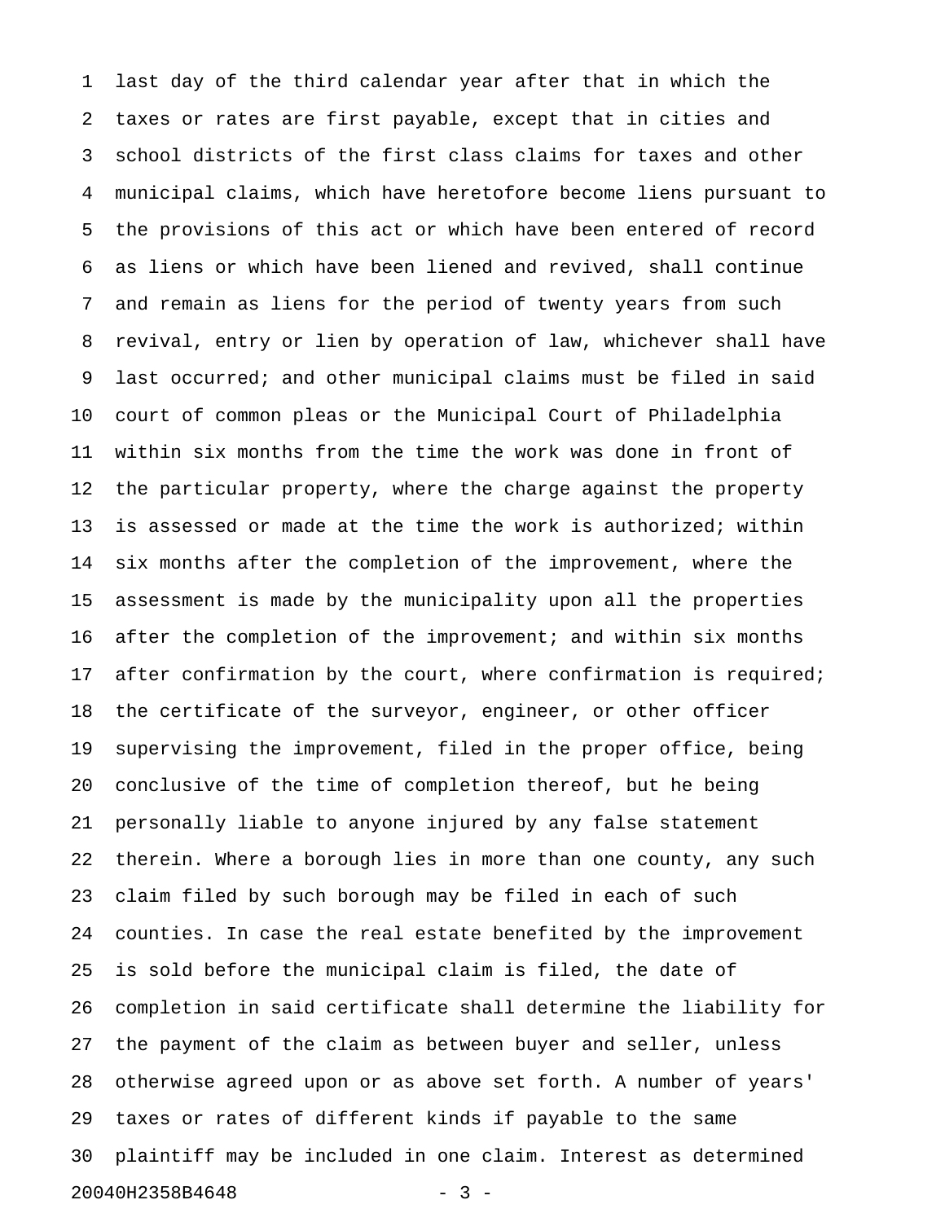last day of the third calendar year after that in which the taxes or rates are first payable, except that in cities and school districts of the first class claims for taxes and other municipal claims, which have heretofore become liens pursuant to the provisions of this act or which have been entered of record as liens or which have been liened and revived, shall continue and remain as liens for the period of twenty years from such revival, entry or lien by operation of law, whichever shall have last occurred; and other municipal claims must be filed in said court of common pleas or the Municipal Court of Philadelphia within six months from the time the work was done in front of the particular property, where the charge against the property is assessed or made at the time the work is authorized; within six months after the completion of the improvement, where the assessment is made by the municipality upon all the properties after the completion of the improvement; and within six months after confirmation by the court, where confirmation is required; the certificate of the surveyor, engineer, or other officer supervising the improvement, filed in the proper office, being conclusive of the time of completion thereof, but he being personally liable to anyone injured by any false statement therein. Where a borough lies in more than one county, any such claim filed by such borough may be filed in each of such counties. In case the real estate benefited by the improvement is sold before the municipal claim is filed, the date of completion in said certificate shall determine the liability for the payment of the claim as between buyer and seller, unless otherwise agreed upon or as above set forth. A number of years' taxes or rates of different kinds if payable to the same plaintiff may be included in one claim. Interest as determined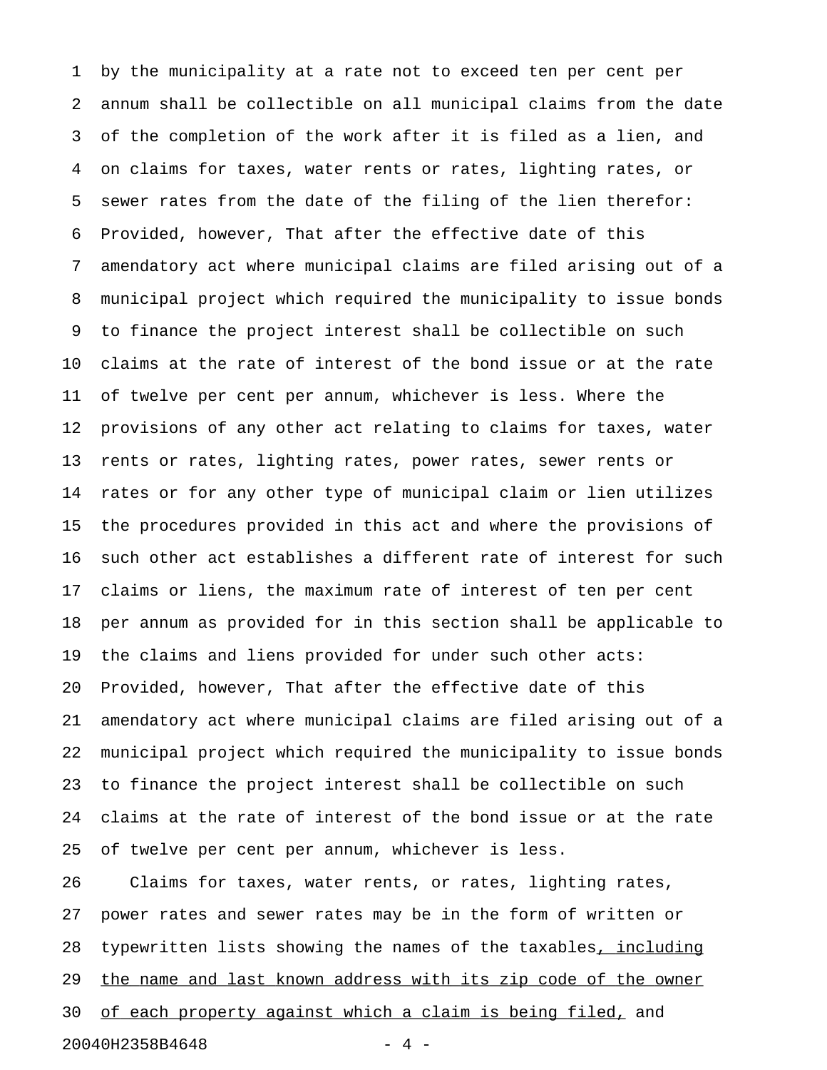by the municipality at a rate not to exceed ten per cent per annum shall be collectible on all municipal claims from the date of the completion of the work after it is filed as a lien, and on claims for taxes, water rents or rates, lighting rates, or sewer rates from the date of the filing of the lien therefor: Provided, however, That after the effective date of this amendatory act where municipal claims are filed arising out of a municipal project which required the municipality to issue bonds to finance the project interest shall be collectible on such claims at the rate of interest of the bond issue or at the rate of twelve per cent per annum, whichever is less. Where the provisions of any other act relating to claims for taxes, water rents or rates, lighting rates, power rates, sewer rents or rates or for any other type of municipal claim or lien utilizes the procedures provided in this act and where the provisions of such other act establishes a different rate of interest for such claims or liens, the maximum rate of interest of ten per cent per annum as provided for in this section shall be applicable to the claims and liens provided for under such other acts: Provided, however, That after the effective date of this amendatory act where municipal claims are filed arising out of a municipal project which required the municipality to issue bonds to finance the project interest shall be collectible on such claims at the rate of interest of the bond issue or at the rate of twelve per cent per annum, whichever is less.

Claims for taxes, water rents, or rates, lighting rates, power rates and sewer rates may be in the form of written or typewritten lists showing the names of the taxables<u>, including the name and last known address with its zip code of the owner of each property against which a claim is being filed,</u> and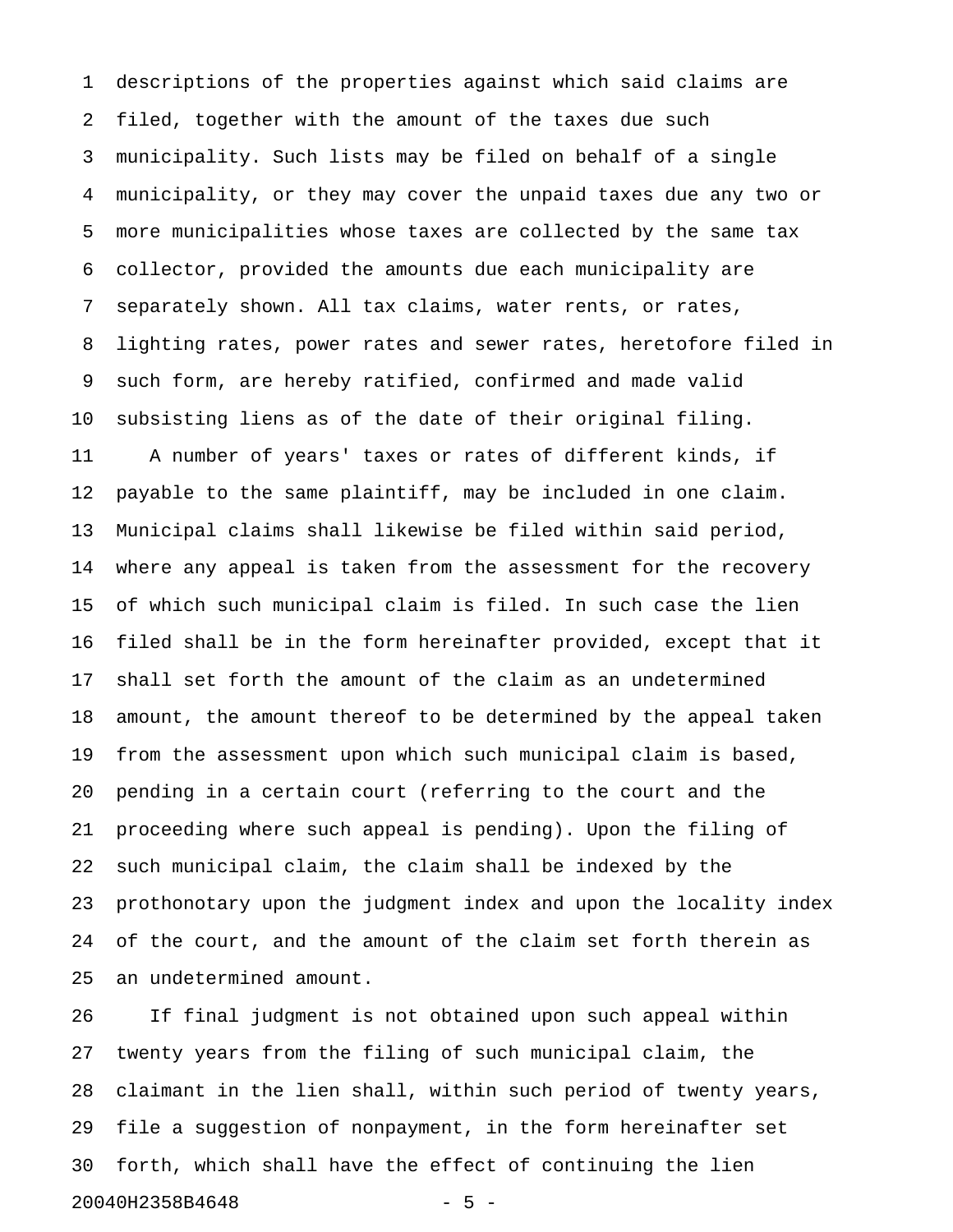descriptions of the properties against which said claims are filed, together with the amount of the taxes due such municipality. Such lists may be filed on behalf of a single municipality, or they may cover the unpaid taxes due any two or more municipalities whose taxes are collected by the same tax collector, provided the amounts due each municipality are separately shown. All tax claims, water rents, or rates, lighting rates, power rates and sewer rates, heretofore filed in such form, are hereby ratified, confirmed and made valid subsisting liens as of the date of their original filing.

A number of years' taxes or rates of different kinds, if payable to the same plaintiff, may be included in one claim. Municipal claims shall likewise be filed within said period, where any appeal is taken from the assessment for the recovery of which such municipal claim is filed. In such case the lien filed shall be in the form hereinafter provided, except that it shall set forth the amount of the claim as an undetermined amount, the amount thereof to be determined by the appeal taken from the assessment upon which such municipal claim is based, pending in a certain court (referring to the court and the proceeding where such appeal is pending). Upon the filing of such municipal claim, the claim shall be indexed by the prothonotary upon the judgment index and upon the locality index of the court, and the amount of the claim set forth therein as an undetermined amount.

If final judgment is not obtained upon such appeal within twenty years from the filing of such municipal claim, the claimant in the lien shall, within such period of twenty years, file a suggestion of nonpayment, in the form hereinafter set forth, which shall have the effect of continuing the lien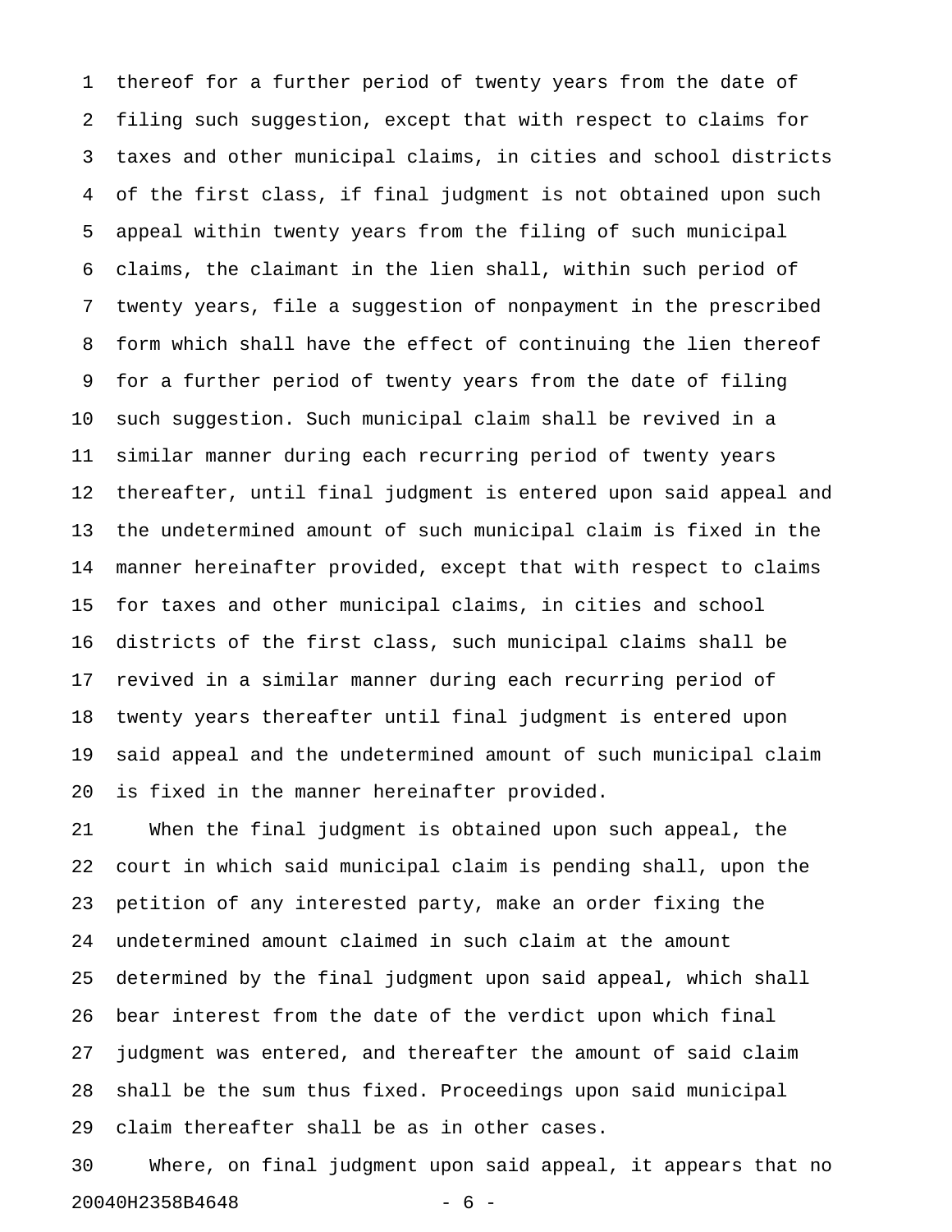thereof for a further period of twenty years from the date of filing such suggestion, except that with respect to claims for taxes and other municipal claims, in cities and school districts of the first class, if final judgment is not obtained upon such appeal within twenty years from the filing of such municipal claims, the claimant in the lien shall, within such period of twenty years, file a suggestion of nonpayment in the prescribed form which shall have the effect of continuing the lien thereof for a further period of twenty years from the date of filing such suggestion. Such municipal claim shall be revived in a similar manner during each recurring period of twenty years thereafter, until final judgment is entered upon said appeal and the undetermined amount of such municipal claim is fixed in the manner hereinafter provided, except that with respect to claims for taxes and other municipal claims, in cities and school districts of the first class, such municipal claims shall be revived in a similar manner during each recurring period of twenty years thereafter until final judgment is entered upon said appeal and the undetermined amount of such municipal claim is fixed in the manner hereinafter provided.

When the final judgment is obtained upon such appeal, the court in which said municipal claim is pending shall, upon the petition of any interested party, make an order fixing the undetermined amount claimed in such claim at the amount determined by the final judgment upon said appeal, which shall bear interest from the date of the verdict upon which final judgment was entered, and thereafter the amount of said claim shall be the sum thus fixed. Proceedings upon said municipal claim thereafter shall be as in other cases.

Where, on final judgment upon said appeal, it appears that no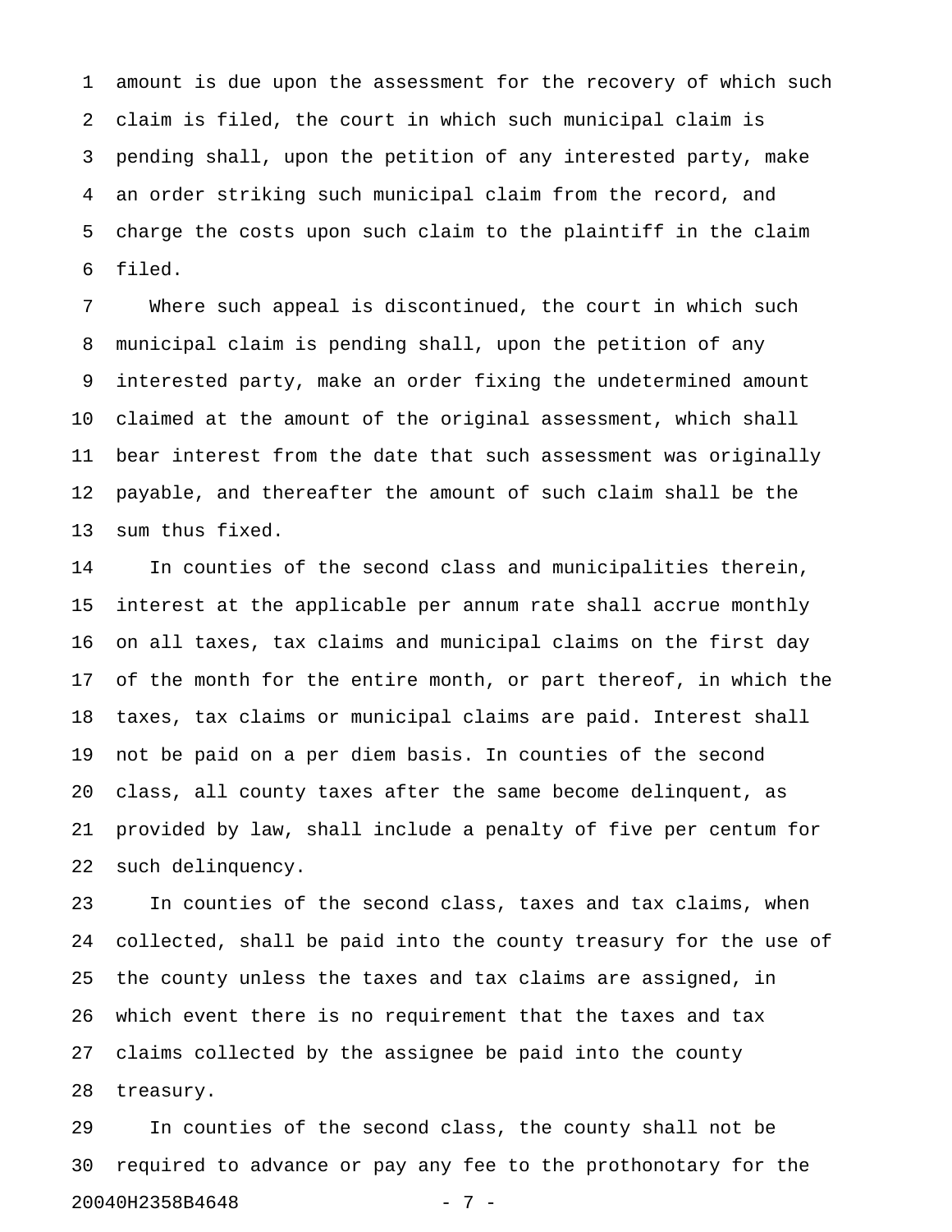amount is due upon the assessment for the recovery of which such claim is filed, the court in which such municipal claim is pending shall, upon the petition of any interested party, make an order striking such municipal claim from the record, and charge the costs upon such claim to the plaintiff in the claim filed.

Where such appeal is discontinued, the court in which such municipal claim is pending shall, upon the petition of any interested party, make an order fixing the undetermined amount claimed at the amount of the original assessment, which shall bear interest from the date that such assessment was originally payable, and thereafter the amount of such claim shall be the sum thus fixed.

In counties of the second class and municipalities therein, interest at the applicable per annum rate shall accrue monthly on all taxes, tax claims and municipal claims on the first day of the month for the entire month, or part thereof, in which the taxes, tax claims or municipal claims are paid. Interest shall not be paid on a per diem basis. In counties of the second class, all county taxes after the same become delinquent, as provided by law, shall include a penalty of five per centum for such delinquency.

In counties of the second class, taxes and tax claims, when collected, shall be paid into the county treasury for the use of the county unless the taxes and tax claims are assigned, in which event there is no requirement that the taxes and tax claims collected by the assignee be paid into the county treasury.

In counties of the second class, the county shall not be required to advance or pay any fee to the prothonotary for the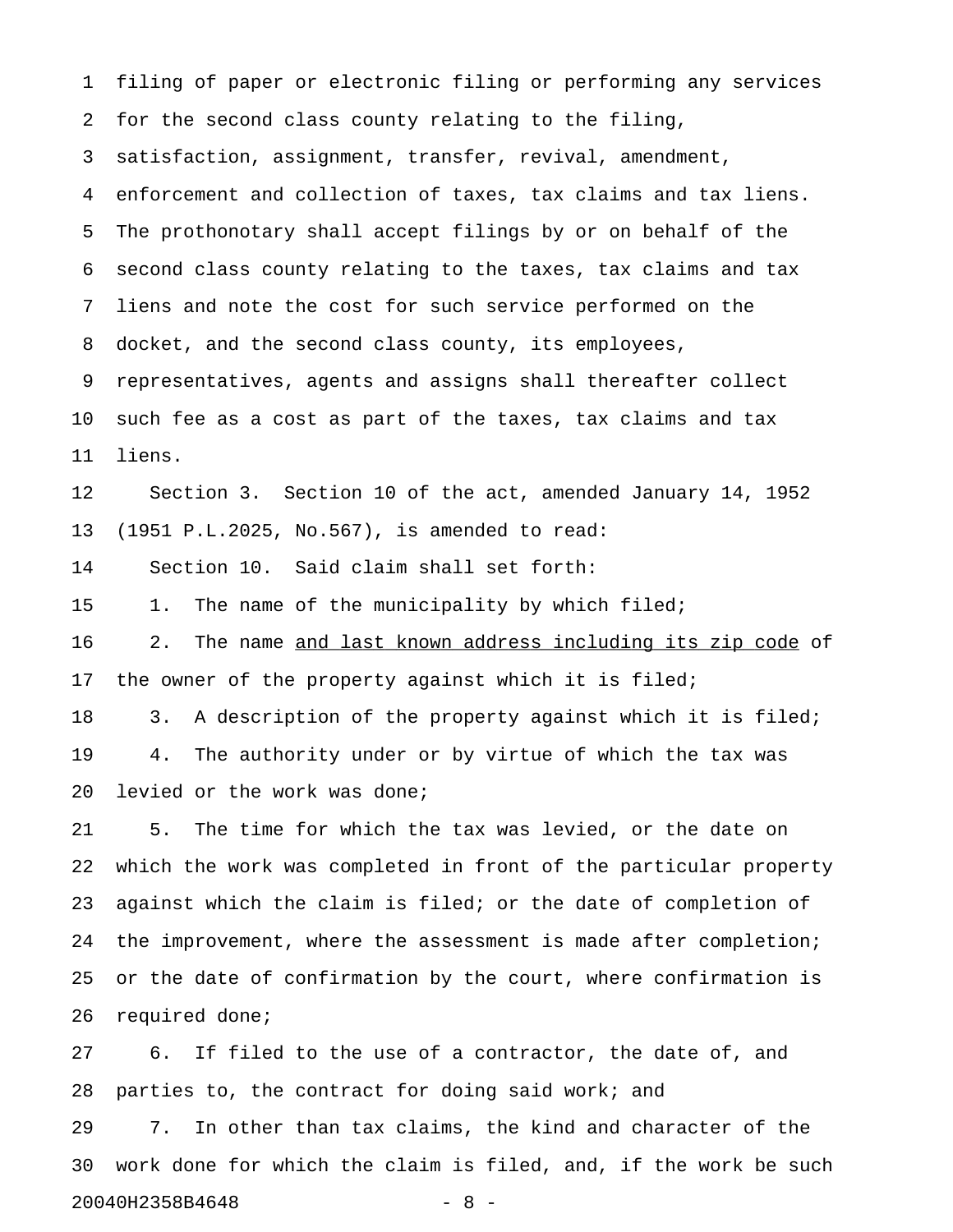filing of paper or electronic filing or performing any services for the second class county relating to the filing, satisfaction, assignment, transfer, revival, amendment, enforcement and collection of taxes, tax claims and tax liens. The prothonotary shall accept filings by or on behalf of the second class county relating to the taxes, tax claims and tax liens and note the cost for such service performed on the docket, and the second class county, its employees, representatives, agents and assigns shall thereafter collect such fee as a cost as part of the taxes, tax claims and tax liens.

Section 3. Section 10 of the act, amended January 14, 1952 (1951 P.L.2025, No.567), is amended to read:

Section 10. Said claim shall set forth:

1. The name of the municipality by which filed;

2. The name <u>and last known address including its zip code</u> of the owner of the property against which it is filed;

3. A description of the property against which it is filed;

4. The authority under or by virtue of which the tax was levied or the work was done;

5. The time for which the tax was levied, or the date on which the work was completed in front of the particular property against which the claim is filed; or the date of completion of the improvement, where the assessment is made after completion; or the date of confirmation by the court, where confirmation is required done;

6. If filed to the use of a contractor, the date of, and parties to, the contract for doing said work; and

7. In other than tax claims, the kind and character of the work done for which the claim is filed, and, if the work be such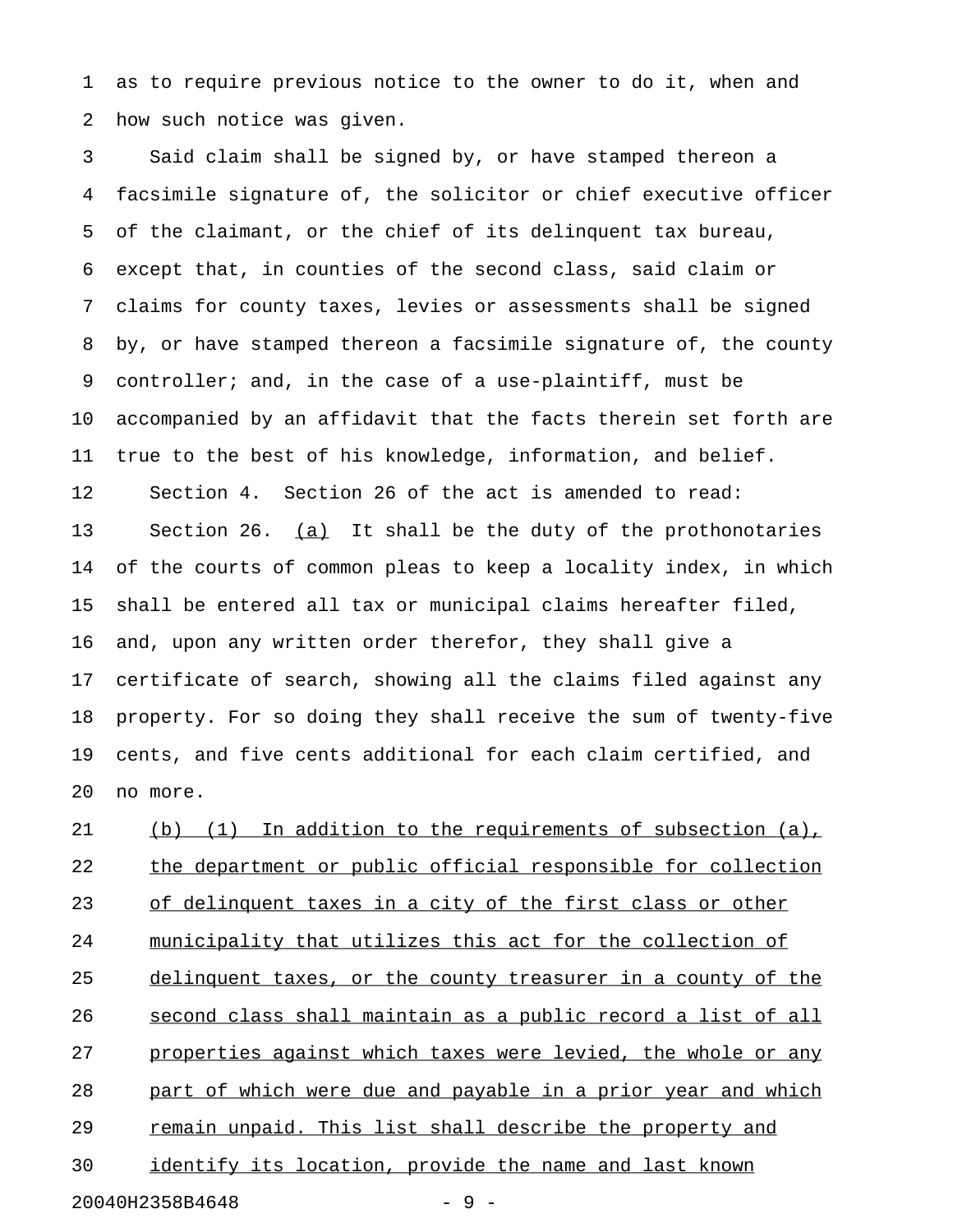as to require previous notice to the owner to do it, when and how such notice was given.

Said claim shall be signed by, or have stamped thereon a facsimile signature of, the solicitor or chief executive officer of the claimant, or the chief of its delinquent tax bureau, except that, in counties of the second class, said claim or claims for county taxes, levies or assessments shall be signed by, or have stamped thereon a facsimile signature of, the county controller; and, in the case of a use-plaintiff, must be accompanied by an affidavit that the facts therein set forth are true to the best of his knowledge, information, and belief.

Section 4. Section 26 of the act is amended to read:

Section 26. <u>(a)</u> It shall be the duty of the prothonotaries of the courts of common pleas to keep a locality index, in which shall be entered all tax or municipal claims hereafter filed, and, upon any written order therefor, they shall give a certificate of search, showing all the claims filed against any property. For so doing they shall receive the sum of twenty-five cents, and five cents additional for each claim certified, and no more.

<u>(b) (1) In addition to the requirements of subsection (a), the department or public official responsible for collection of delinquent taxes in a city of the first class or other municipality that utilizes this act for the collection of delinquent taxes, or the county treasurer in a county of the second class shall maintain as a public record a list of all properties against which taxes were levied, the whole or any part of which were due and payable in a prior year and which remain unpaid. This list shall describe the property and identify its location, provide the name and last known</u>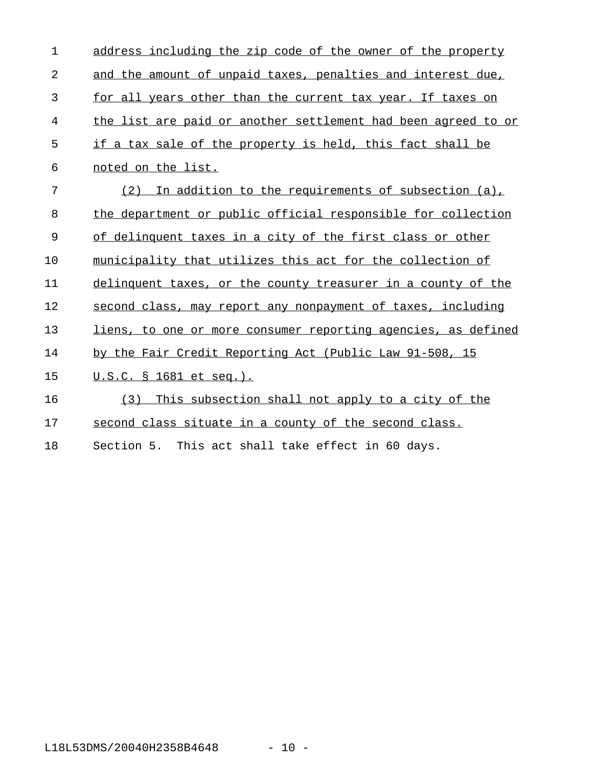address including the zip code of the owner of the property and the amount of unpaid taxes, penalties and interest due, for all years other than the current tax year. If taxes on the list are paid or another settlement had been agreed to or if a tax sale of the property is held, this fact shall be noted on the list.

(2) In addition to the requirements of subsection (a), the department or public official responsible for collection of delinquent taxes in a city of the first class or other municipality that utilizes this act for the collection of delinquent taxes, or the county treasurer in a county of the second class, may report any nonpayment of taxes, including liens, to one or more consumer reporting agencies, as defined by the Fair Credit Reporting Act (Public Law 91-508, 15 U.S.C. § 1681 et seq.).

(3) This subsection shall not apply to a city of the second class situate in a county of the second class.

Section 5. This act shall take effect in 60 days.